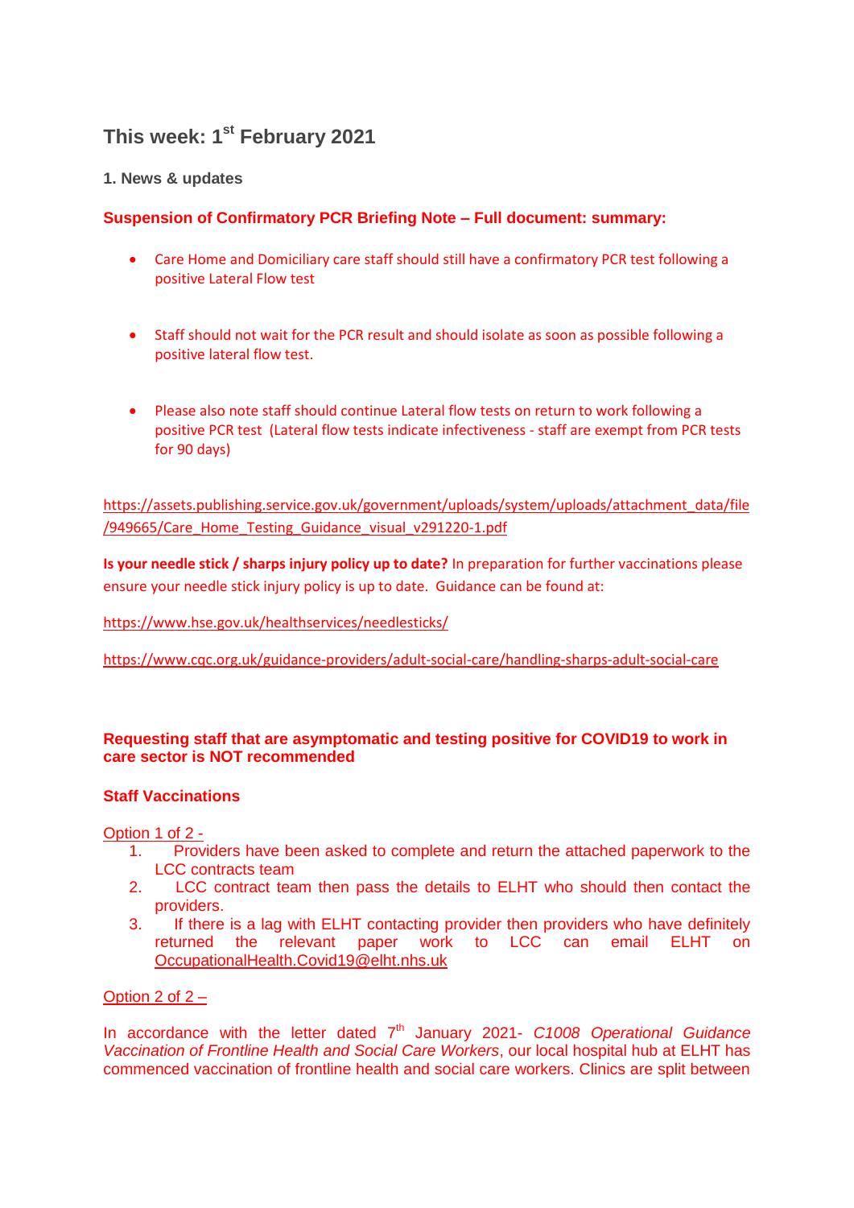## This week: 1st February 2021

### 1. News & updates

**Suspension of Confirmatory PCR Briefing Note – Full document: summary:**

- Care Home and Domiciliary care staff should still have a confirmatory PCR test following a positive Lateral Flow test
- Staff should not wait for the PCR result and should isolate as soon as possible following a positive lateral flow test.
- Please also note staff should continue Lateral flow tests on return to work following a positive PCR test (Lateral flow tests indicate infectiveness - staff are exempt from PCR tests for 90 days)

https://assets.publishing.service.gov.uk/government/uploads/system/uploads/attachment_data/file/949665/Care_Home_Testing_Guidance_visual_v291220-1.pdf

**Is your needle stick / sharps injury policy up to date?** In preparation for further vaccinations please ensure your needle stick injury policy is up to date. Guidance can be found at:

https://www.hse.gov.uk/healthservices/needlesticks/

https://www.cqc.org.uk/guidance-providers/adult-social-care/handling-sharps-adult-social-care

**Requesting staff that are asymptomatic and testing positive for COVID19 to work in care sector is NOT recommended**

**Staff Vaccinations**

Option 1 of 2 -

1. Providers have been asked to complete and return the attached paperwork to the LCC contracts team
2. LCC contract team then pass the details to ELHT who should then contact the providers.
3. If there is a lag with ELHT contacting provider then providers who have definitely returned the relevant paper work to LCC can email ELHT on OccupationalHealth.Covid19@elht.nhs.uk

Option 2 of 2 –

In accordance with the letter dated 7th January 2021- *C1008 Operational Guidance Vaccination of Frontline Health and Social Care Workers*, our local hospital hub at ELHT has commenced vaccination of frontline health and social care workers. Clinics are split between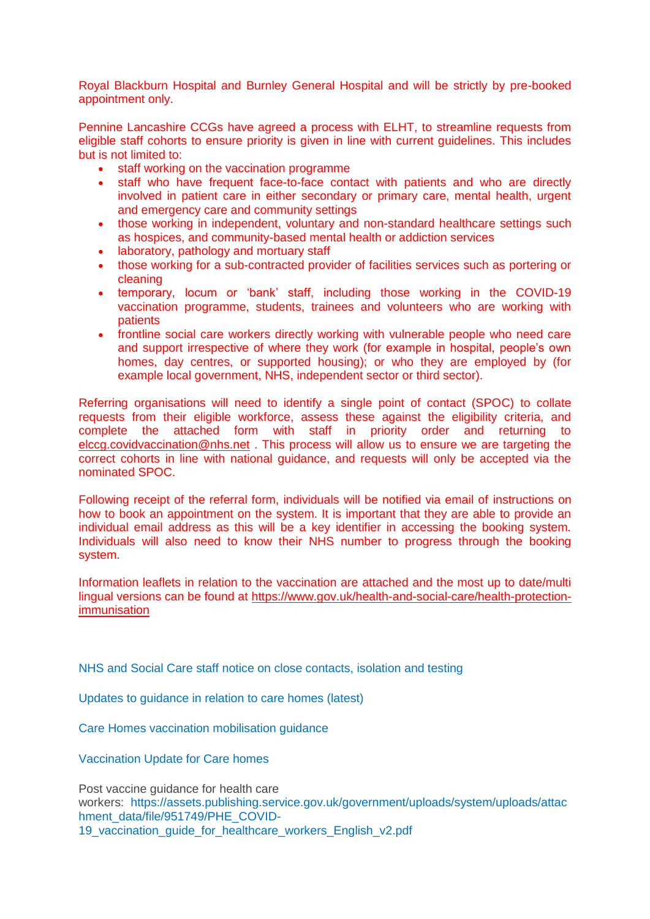Royal Blackburn Hospital and Burnley General Hospital and will be strictly by pre-booked appointment only.

Pennine Lancashire CCGs have agreed a process with ELHT, to streamline requests from eligible staff cohorts to ensure priority is given in line with current guidelines. This includes but is not limited to:

- staff working on the vaccination programme
- staff who have frequent face-to-face contact with patients and who are directly involved in patient care in either secondary or primary care, mental health, urgent and emergency care and community settings
- those working in independent, voluntary and non-standard healthcare settings such as hospices, and community-based mental health or addiction services
- laboratory, pathology and mortuary staff
- those working for a sub-contracted provider of facilities services such as portering or cleaning
- temporary, locum or 'bank' staff, including those working in the COVID-19 vaccination programme, students, trainees and volunteers who are working with patients
- frontline social care workers directly working with vulnerable people who need care and support irrespective of where they work (for example in hospital, people's own homes, day centres, or supported housing); or who they are employed by (for example local government, NHS, independent sector or third sector).

Referring organisations will need to identify a single point of contact (SPOC) to collate requests from their eligible workforce, assess these against the eligibility criteria, and complete the attached form with staff in priority order and returning to elccg.covidvaccination@nhs.net . This process will allow us to ensure we are targeting the correct cohorts in line with national guidance, and requests will only be accepted via the nominated SPOC.

Following receipt of the referral form, individuals will be notified via email of instructions on how to book an appointment on the system. It is important that they are able to provide an individual email address as this will be a key identifier in accessing the booking system. Individuals will also need to know their NHS number to progress through the booking system.

Information leaflets in relation to the vaccination are attached and the most up to date/multi lingual versions can be found at https://www.gov.uk/health-and-social-care/health-protection-immunisation

NHS and Social Care staff notice on close contacts, isolation and testing

Updates to guidance in relation to care homes (latest)

Care Homes vaccination mobilisation guidance

Vaccination Update for Care homes

Post vaccine guidance for health care workers: https://assets.publishing.service.gov.uk/government/uploads/system/uploads/attachment_data/file/951749/PHE_COVID-19_vaccination_guide_for_healthcare_workers_English_v2.pdf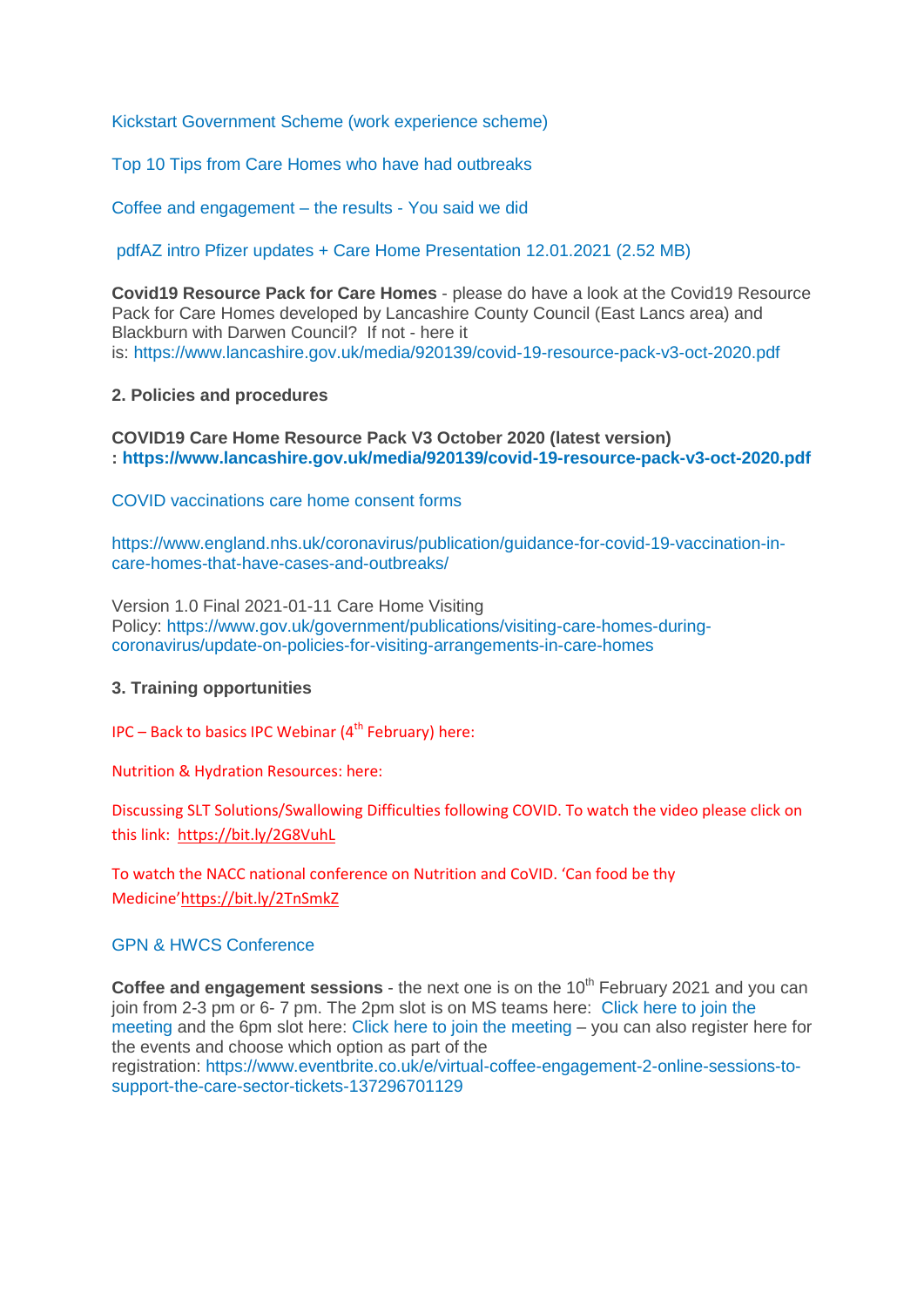Kickstart Government Scheme (work experience scheme)

Top 10 Tips from Care Homes who have had outbreaks

Coffee and engagement – the results - You said we did

pdfAZ intro Pfizer updates + Care Home Presentation 12.01.2021 (2.52 MB)

**Covid19 Resource Pack for Care Homes** - please do have a look at the Covid19 Resource Pack for Care Homes developed by Lancashire County Council (East Lancs area) and Blackburn with Darwen Council? If not - here it is: https://www.lancashire.gov.uk/media/920139/covid-19-resource-pack-v3-oct-2020.pdf

**2. Policies and procedures**

**COVID19 Care Home Resource Pack V3 October 2020 (latest version) : https://www.lancashire.gov.uk/media/920139/covid-19-resource-pack-v3-oct-2020.pdf**

COVID vaccinations care home consent forms

https://www.england.nhs.uk/coronavirus/publication/guidance-for-covid-19-vaccination-in-care-homes-that-have-cases-and-outbreaks/

Version 1.0 Final 2021-01-11 Care Home Visiting Policy: https://www.gov.uk/government/publications/visiting-care-homes-during-coronavirus/update-on-policies-for-visiting-arrangements-in-care-homes

**3. Training opportunities**

IPC – Back to basics IPC Webinar (4th February) here:

Nutrition & Hydration Resources: here:

Discussing SLT Solutions/Swallowing Difficulties following COVID. To watch the video please click on this link: https://bit.ly/2G8VuhL

To watch the NACC national conference on Nutrition and CoVID. 'Can food be thy Medicine'https://bit.ly/2TnSmkZ

GPN & HWCS Conference

**Coffee and engagement sessions** - the next one is on the 10th February 2021 and you can join from 2-3 pm or 6- 7 pm. The 2pm slot is on MS teams here: Click here to join the meeting and the 6pm slot here: Click here to join the meeting – you can also register here for the events and choose which option as part of the registration: https://www.eventbrite.co.uk/e/virtual-coffee-engagement-2-online-sessions-to-support-the-care-sector-tickets-137296701129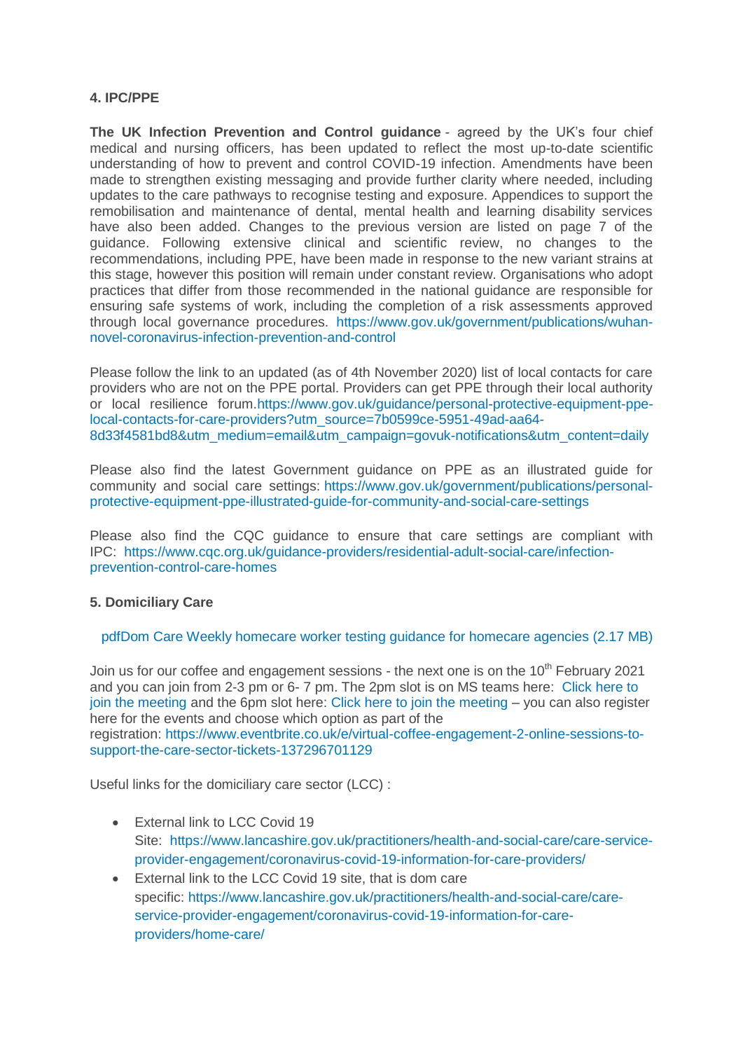### 4. IPC/PPE

**The UK Infection Prevention and Control guidance** - agreed by the UK's four chief medical and nursing officers, has been updated to reflect the most up-to-date scientific understanding of how to prevent and control COVID-19 infection. Amendments have been made to strengthen existing messaging and provide further clarity where needed, including updates to the care pathways to recognise testing and exposure. Appendices to support the remobilisation and maintenance of dental, mental health and learning disability services have also been added. Changes to the previous version are listed on page 7 of the guidance. Following extensive clinical and scientific review, no changes to the recommendations, including PPE, have been made in response to the new variant strains at this stage, however this position will remain under constant review. Organisations who adopt practices that differ from those recommended in the national guidance are responsible for ensuring safe systems of work, including the completion of a risk assessments approved through local governance procedures. https://www.gov.uk/government/publications/wuhan-novel-coronavirus-infection-prevention-and-control

Please follow the link to an updated (as of 4th November 2020) list of local contacts for care providers who are not on the PPE portal. Providers can get PPE through their local authority or local resilience forum.https://www.gov.uk/guidance/personal-protective-equipment-ppe-local-contacts-for-care-providers?utm_source=7b0599ce-5951-49ad-aa64-8d33f4581bd8&utm_medium=email&utm_campaign=govuk-notifications&utm_content=daily

Please also find the latest Government guidance on PPE as an illustrated guide for community and social care settings: https://www.gov.uk/government/publications/personal-protective-equipment-ppe-illustrated-guide-for-community-and-social-care-settings

Please also find the CQC guidance to ensure that care settings are compliant with IPC: https://www.cqc.org.uk/guidance-providers/residential-adult-social-care/infection-prevention-control-care-homes

### 5. Domiciliary Care

pdfDom Care Weekly homecare worker testing guidance for homecare agencies (2.17 MB)

Join us for our coffee and engagement sessions - the next one is on the 10th February 2021 and you can join from 2-3 pm or 6- 7 pm. The 2pm slot is on MS teams here: Click here to join the meeting and the 6pm slot here: Click here to join the meeting – you can also register here for the events and choose which option as part of the registration: https://www.eventbrite.co.uk/e/virtual-coffee-engagement-2-online-sessions-to-support-the-care-sector-tickets-137296701129

Useful links for the domiciliary care sector (LCC) :

- External link to LCC Covid 19 Site: https://www.lancashire.gov.uk/practitioners/health-and-social-care/care-service-provider-engagement/coronavirus-covid-19-information-for-care-providers/
- External link to the LCC Covid 19 site, that is dom care specific: https://www.lancashire.gov.uk/practitioners/health-and-social-care/care-service-provider-engagement/coronavirus-covid-19-information-for-care-providers/home-care/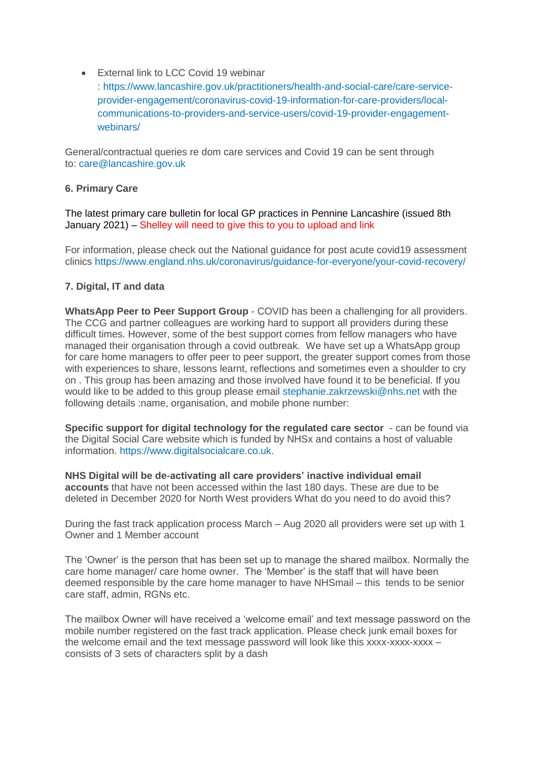- External link to LCC Covid 19 webinar : https://www.lancashire.gov.uk/practitioners/health-and-social-care/care-service-provider-engagement/coronavirus-covid-19-information-for-care-providers/local-communications-to-providers-and-service-users/covid-19-provider-engagement-webinars/

General/contractual queries re dom care services and Covid 19 can be sent through to: care@lancashire.gov.uk

**6. Primary Care**

The latest primary care bulletin for local GP practices in Pennine Lancashire (issued 8th January 2021) – Shelley will need to give this to you to upload and link

For information, please check out the National guidance for post acute covid19 assessment clinics https://www.england.nhs.uk/coronavirus/guidance-for-everyone/your-covid-recovery/

**7. Digital, IT and data**

**WhatsApp Peer to Peer Support Group** - COVID has been a challenging for all providers. The CCG and partner colleagues are working hard to support all providers during these difficult times. However, some of the best support comes from fellow managers who have managed their organisation through a covid outbreak. We have set up a WhatsApp group for care home managers to offer peer to peer support, the greater support comes from those with experiences to share, lessons learnt, reflections and sometimes even a shoulder to cry on . This group has been amazing and those involved have found it to be beneficial. If you would like to be added to this group please email stephanie.zakrzewski@nhs.net with the following details :name, organisation, and mobile phone number:

**Specific support for digital technology for the regulated care sector** - can be found via the Digital Social Care website which is funded by NHSx and contains a host of valuable information. https://www.digitalsocialcare.co.uk.

**NHS Digital will be de-activating all care providers' inactive individual email accounts** that have not been accessed within the last 180 days. These are due to be deleted in December 2020 for North West providers What do you need to do avoid this?

During the fast track application process March – Aug 2020 all providers were set up with 1 Owner and 1 Member account

The 'Owner' is the person that has been set up to manage the shared mailbox. Normally the care home manager/ care home owner. The 'Member' is the staff that will have been deemed responsible by the care home manager to have NHSmail – this tends to be senior care staff, admin, RGNs etc.

The mailbox Owner will have received a 'welcome email' and text message password on the mobile number registered on the fast track application. Please check junk email boxes for the welcome email and the text message password will look like this xxxx-xxxx-xxxx – consists of 3 sets of characters split by a dash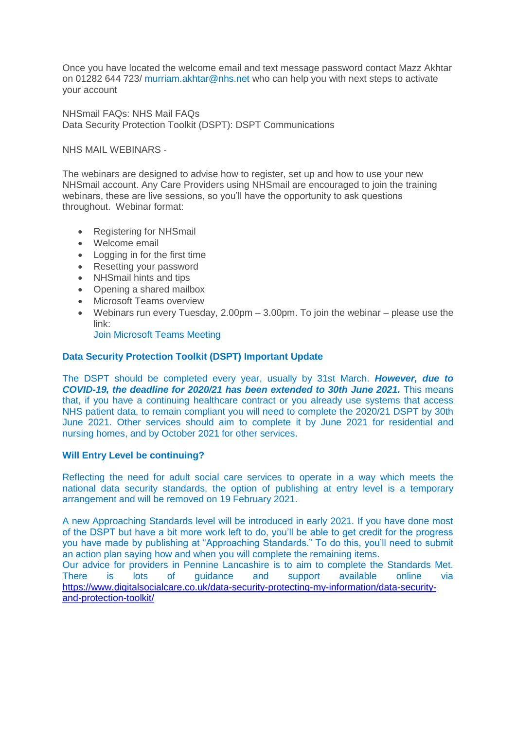Once you have located the welcome email and text message password contact Mazz Akhtar on 01282 644 723/ murriam.akhtar@nhs.net who can help you with next steps to activate your account

NHSmail FAQs: NHS Mail FAQs
Data Security Protection Toolkit (DSPT): DSPT Communications

NHS MAIL WEBINARS -

The webinars are designed to advise how to register, set up and how to use your new NHSmail account. Any Care Providers using NHSmail are encouraged to join the training webinars, these are live sessions, so you'll have the opportunity to ask questions throughout. Webinar format:

- Registering for NHSmail
- Welcome email
- Logging in for the first time
- Resetting your password
- NHSmail hints and tips
- Opening a shared mailbox
- Microsoft Teams overview
- Webinars run every Tuesday, 2.00pm – 3.00pm. To join the webinar – please use the link:
  Join Microsoft Teams Meeting

**Data Security Protection Toolkit (DSPT) Important Update**

The DSPT should be completed every year, usually by 31st March. ***However, due to COVID-19, the deadline for 2020/21 has been extended to 30th June 2021.*** This means that, if you have a continuing healthcare contract or you already use systems that access NHS patient data, to remain compliant you will need to complete the 2020/21 DSPT by 30th June 2021. Other services should aim to complete it by June 2021 for residential and nursing homes, and by October 2021 for other services.

**Will Entry Level be continuing?**

Reflecting the need for adult social care services to operate in a way which meets the national data security standards, the option of publishing at entry level is a temporary arrangement and will be removed on 19 February 2021.

A new Approaching Standards level will be introduced in early 2021. If you have done most of the DSPT but have a bit more work left to do, you'll be able to get credit for the progress you have made by publishing at "Approaching Standards." To do this, you'll need to submit an action plan saying how and when you will complete the remaining items.
Our advice for providers in Pennine Lancashire is to aim to complete the Standards Met. There is lots of guidance and support available online via https://www.digitalsocialcare.co.uk/data-security-protecting-my-information/data-security-and-protection-toolkit/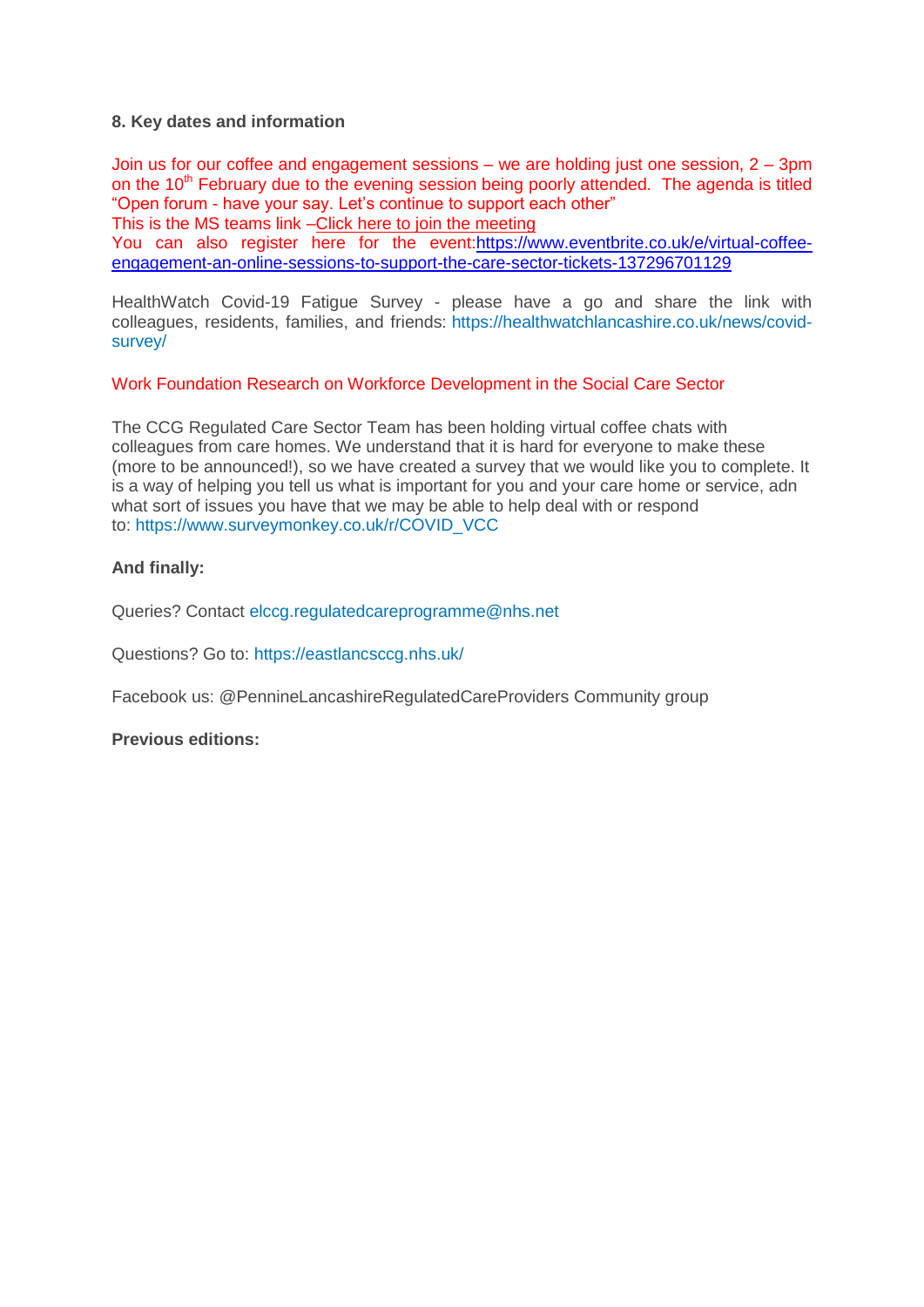**8. Key dates and information**

Join us for our coffee and engagement sessions – we are holding just one session, 2 – 3pm on the 10th February due to the evening session being poorly attended. The agenda is titled "Open forum - have your say. Let's continue to support each other"
This is the MS teams link –Click here to join the meeting
You can also register here for the event:https://www.eventbrite.co.uk/e/virtual-coffee-engagement-an-online-sessions-to-support-the-care-sector-tickets-137296701129

HealthWatch Covid-19 Fatigue Survey - please have a go and share the link with colleagues, residents, families, and friends: https://healthwatchlancashire.co.uk/news/covid-survey/

Work Foundation Research on Workforce Development in the Social Care Sector

The CCG Regulated Care Sector Team has been holding virtual coffee chats with colleagues from care homes. We understand that it is hard for everyone to make these (more to be announced!), so we have created a survey that we would like you to complete. It is a way of helping you tell us what is important for you and your care home or service, adn what sort of issues you have that we may be able to help deal with or respond to: https://www.surveymonkey.co.uk/r/COVID_VCC

**And finally:**

Queries? Contact elccg.regulatedcareprogramme@nhs.net

Questions? Go to: https://eastlancsccg.nhs.uk/

Facebook us: @PennineLancashireRegulatedCareProviders Community group

**Previous editions:**